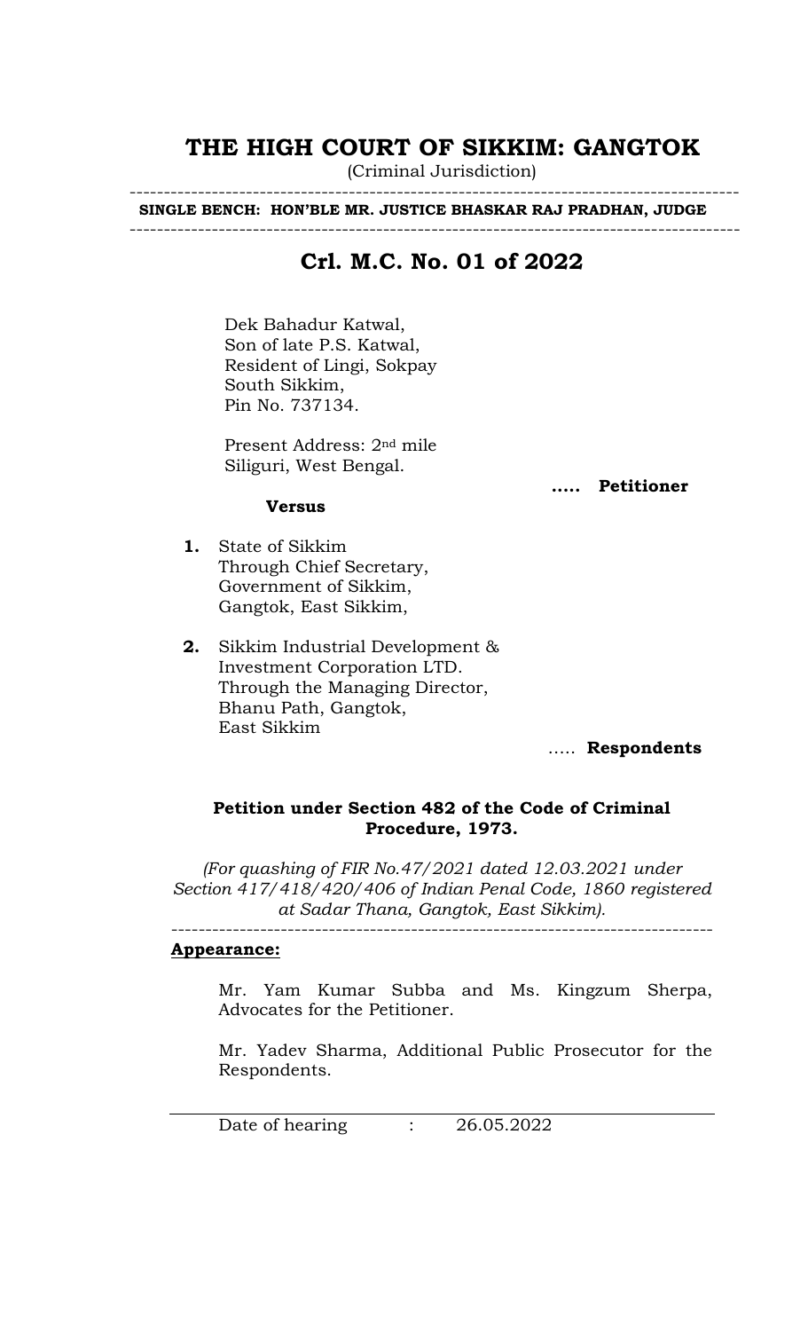# THE HIGH COURT OF SIKKIM: GANGTOK

(Criminal Jurisdiction)

---

**SINGLE BENCH: HON'BLE MR. JUSTICE BHASKAR RAJ PRADHAN, JUDGE**

---

## Crl. M.C. No. 01 of 2022

Dek Bahadur Katwal,
Son of late P.S. Katwal,
Resident of Lingi, Sokpay
South Sikkim,
Pin No. 737134.

Present Address: 2nd mile
Siliguri, West Bengal.

**..... Petitioner**

**Versus**

1. State of Sikkim
   Through Chief Secretary,
   Government of Sikkim,
   Gangtok, East Sikkim,

2. Sikkim Industrial Development &
   Investment Corporation LTD.
   Through the Managing Director,
   Bhanu Path, Gangtok,
   East Sikkim

..... **Respondents**

**Petition under Section 482 of the Code of Criminal Procedure, 1973.**

*(For quashing of FIR No.47/2021 dated 12.03.2021 under Section 417/418/420/406 of Indian Penal Code, 1860 registered at Sadar Thana, Gangtok, East Sikkim).*

---

**Appearance:**

Mr. Yam Kumar Subba and Ms. Kingzum Sherpa, Advocates for the Petitioner.

Mr. Yadev Sharma, Additional Public Prosecutor for the Respondents.

---

Date of hearing : 26.05.2022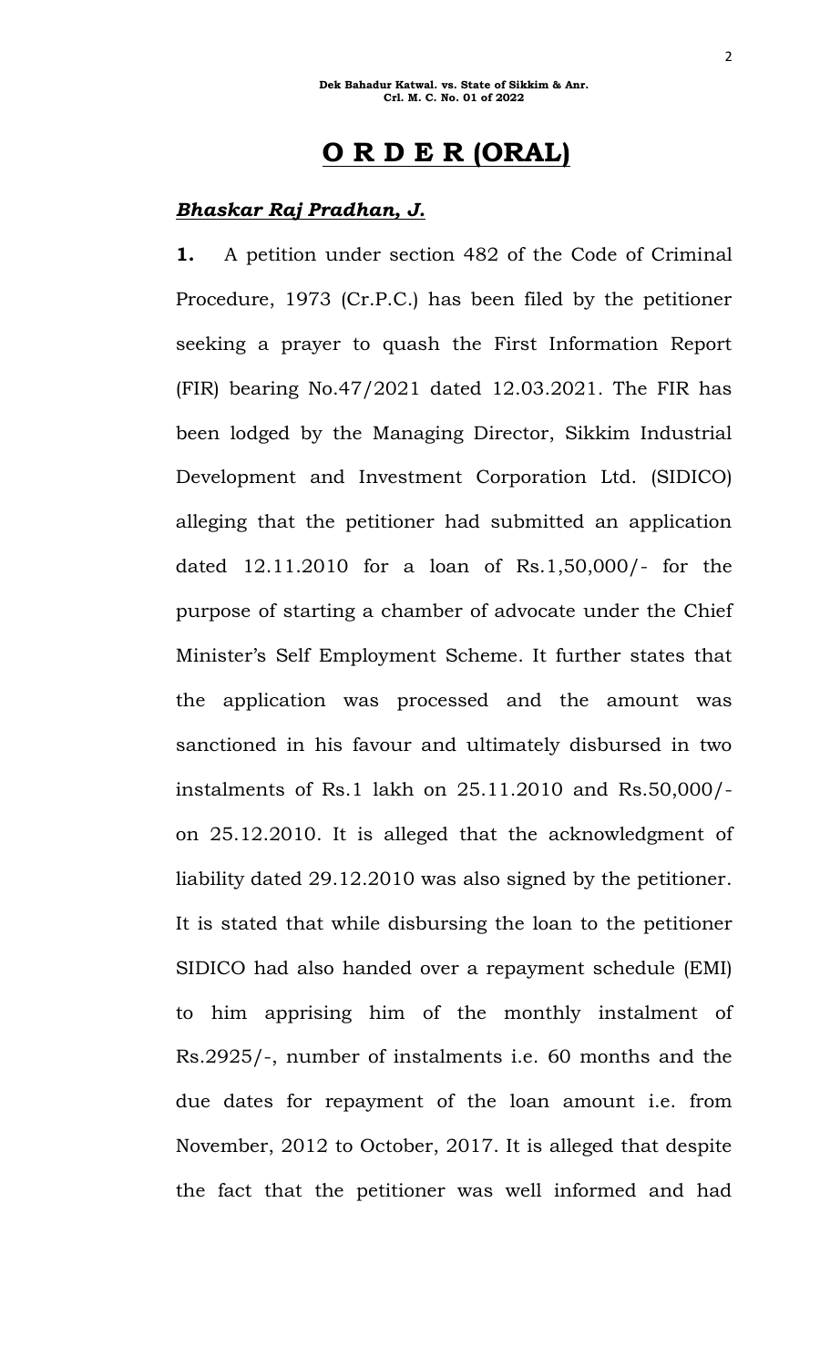# O R D E R (ORAL)

***Bhaskar Raj Pradhan, J.***

**1.** A petition under section 482 of the Code of Criminal Procedure, 1973 (Cr.P.C.) has been filed by the petitioner seeking a prayer to quash the First Information Report (FIR) bearing No.47/2021 dated 12.03.2021. The FIR has been lodged by the Managing Director, Sikkim Industrial Development and Investment Corporation Ltd. (SIDICO) alleging that the petitioner had submitted an application dated 12.11.2010 for a loan of Rs.1,50,000/- for the purpose of starting a chamber of advocate under the Chief Minister's Self Employment Scheme. It further states that the application was processed and the amount was sanctioned in his favour and ultimately disbursed in two instalments of Rs.1 lakh on 25.11.2010 and Rs.50,000/- on 25.12.2010. It is alleged that the acknowledgment of liability dated 29.12.2010 was also signed by the petitioner. It is stated that while disbursing the loan to the petitioner SIDICO had also handed over a repayment schedule (EMI) to him apprising him of the monthly instalment of Rs.2925/-, number of instalments i.e. 60 months and the due dates for repayment of the loan amount i.e. from November, 2012 to October, 2017. It is alleged that despite the fact that the petitioner was well informed and had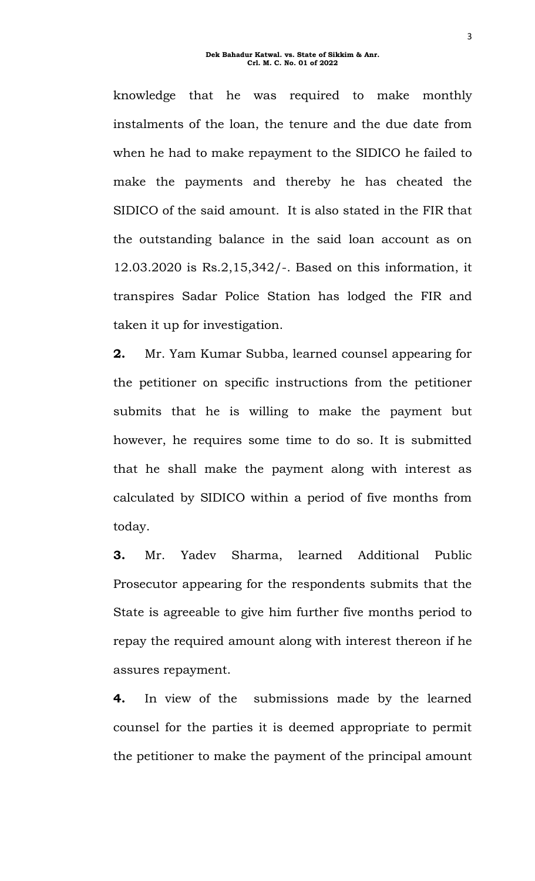knowledge that he was required to make monthly instalments of the loan, the tenure and the due date from when he had to make repayment to the SIDICO he failed to make the payments and thereby he has cheated the SIDICO of the said amount. It is also stated in the FIR that the outstanding balance in the said loan account as on 12.03.2020 is Rs.2,15,342/-. Based on this information, it transpires Sadar Police Station has lodged the FIR and taken it up for investigation.

**2.** Mr. Yam Kumar Subba, learned counsel appearing for the petitioner on specific instructions from the petitioner submits that he is willing to make the payment but however, he requires some time to do so. It is submitted that he shall make the payment along with interest as calculated by SIDICO within a period of five months from today.

**3.** Mr. Yadev Sharma, learned Additional Public Prosecutor appearing for the respondents submits that the State is agreeable to give him further five months period to repay the required amount along with interest thereon if he assures repayment.

**4.** In view of the submissions made by the learned counsel for the parties it is deemed appropriate to permit the petitioner to make the payment of the principal amount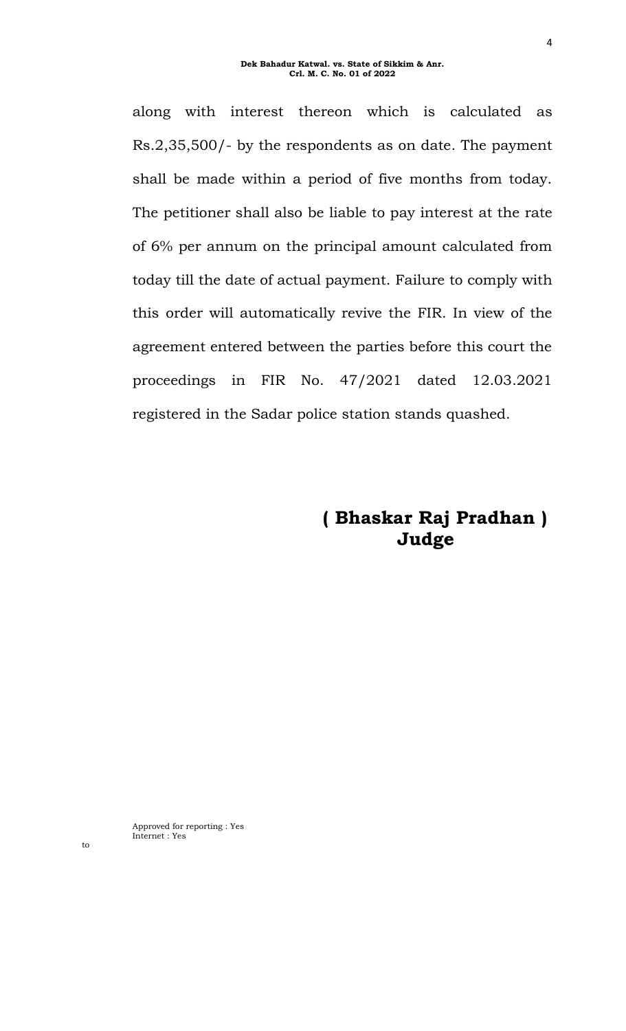along with interest thereon which is calculated as Rs.2,35,500/- by the respondents as on date. The payment shall be made within a period of five months from today. The petitioner shall also be liable to pay interest at the rate of 6% per annum on the principal amount calculated from today till the date of actual payment. Failure to comply with this order will automatically revive the FIR. In view of the agreement entered between the parties before this court the proceedings in FIR No. 47/2021 dated 12.03.2021 registered in the Sadar police station stands quashed.

**( Bhaskar Raj Pradhan )**
**Judge**

Approved for reporting : Yes
Internet : Yes

to